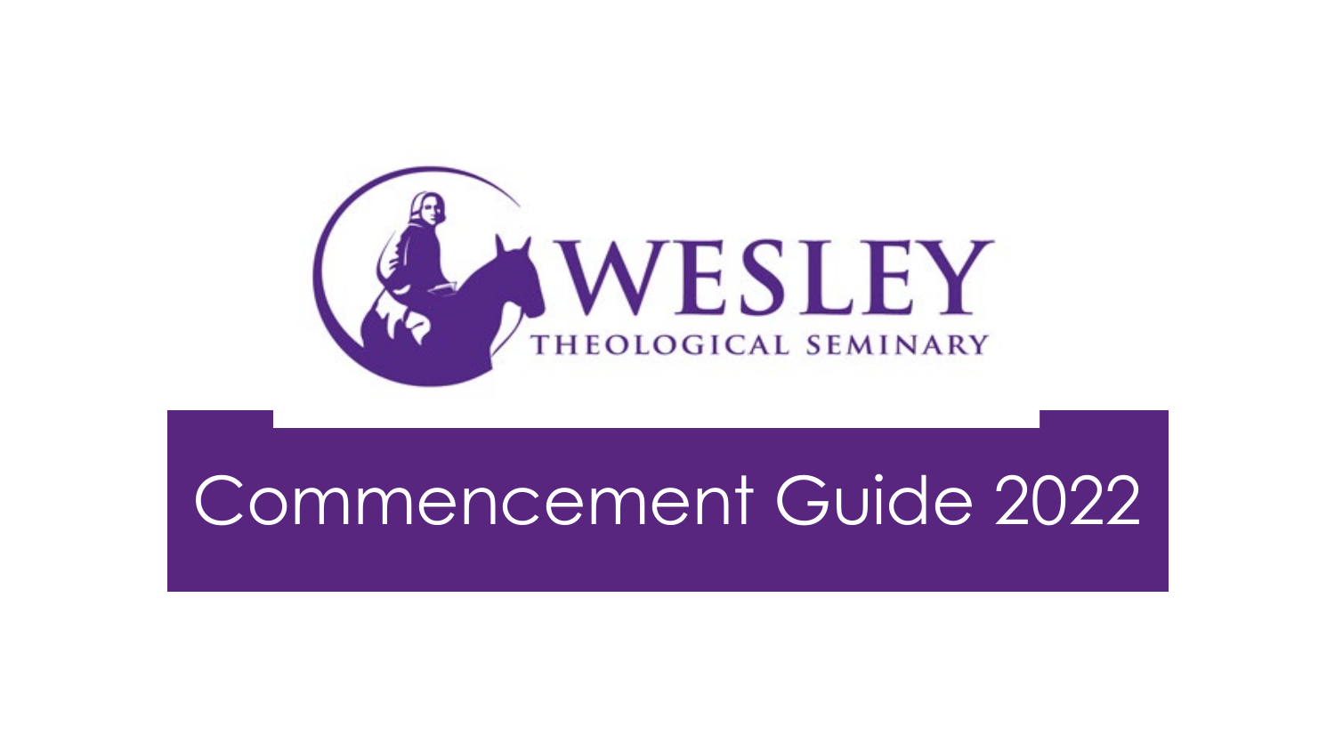WESLEY
THEOLOGICAL SEMINARY

# Commencement Guide 2022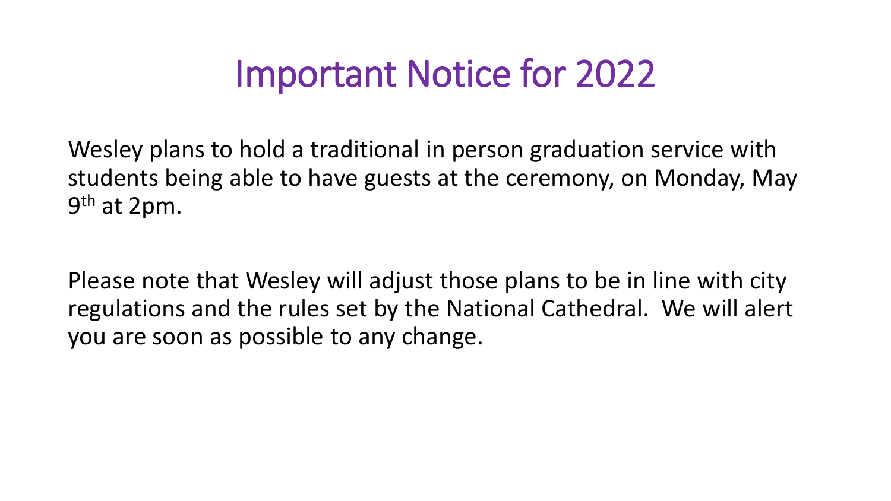# Important Notice for 2022

Wesley plans to hold a traditional in person graduation service with students being able to have guests at the ceremony, on Monday, May 9th at 2pm.

Please note that Wesley will adjust those plans to be in line with city regulations and the rules set by the National Cathedral. We will alert you are soon as possible to any change.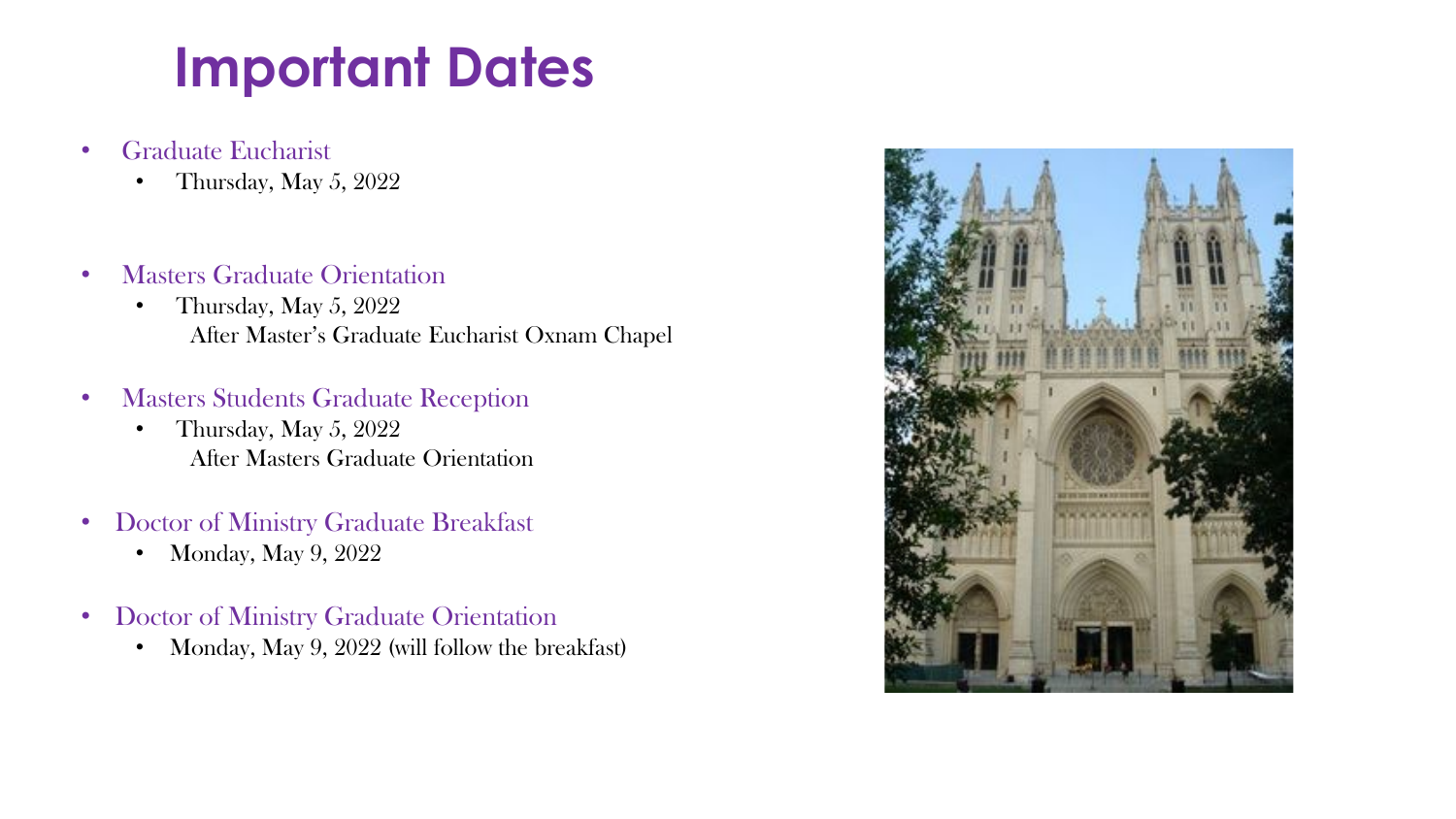# Important Dates

- Graduate Eucharist
  - Thursday, May 5, 2022

- Masters Graduate Orientation
  - Thursday, May 5, 2022
    After Master's Graduate Eucharist Oxnam Chapel

- Masters Students Graduate Reception
  - Thursday, May 5, 2022
    After Masters Graduate Orientation

- Doctor of Ministry Graduate Breakfast
  - Monday, May 9, 2022

- Doctor of Ministry Graduate Orientation
  - Monday, May 9, 2022 (will follow the breakfast)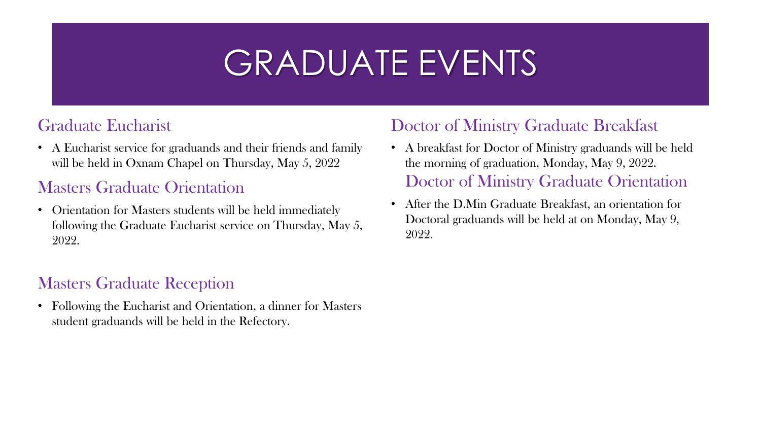# GRADUATE EVENTS

## Graduate Eucharist

- A Eucharist service for graduands and their friends and family will be held in Oxnam Chapel on Thursday, May 5, 2022

## Masters Graduate Orientation

- Orientation for Masters students will be held immediately following the Graduate Eucharist service on Thursday, May 5, 2022.

## Masters Graduate Reception

- Following the Eucharist and Orientation, a dinner for Masters student graduands will be held in the Refectory.

## Doctor of Ministry Graduate Breakfast

- A breakfast for Doctor of Ministry graduands will be held the morning of graduation, Monday, May 9, 2022.

## Doctor of Ministry Graduate Orientation

- After the D.Min Graduate Breakfast, an orientation for Doctoral graduands will be held at on Monday, May 9, 2022.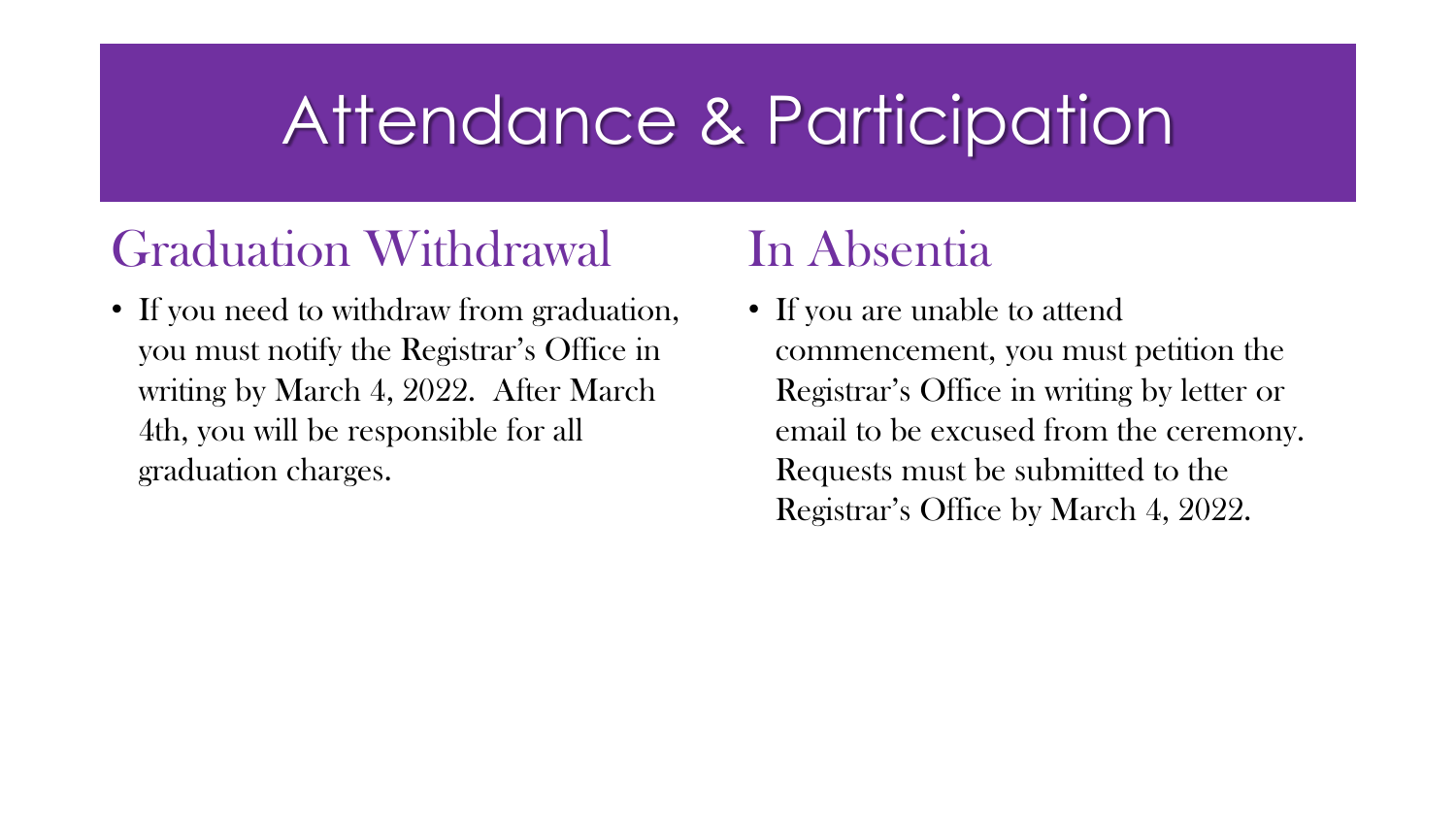# Attendance & Participation

## Graduation Withdrawal

- If you need to withdraw from graduation, you must notify the Registrar's Office in writing by March 4, 2022. After March 4th, you will be responsible for all graduation charges.

## In Absentia

- If you are unable to attend commencement, you must petition the Registrar's Office in writing by letter or email to be excused from the ceremony. Requests must be submitted to the Registrar's Office by March 4, 2022.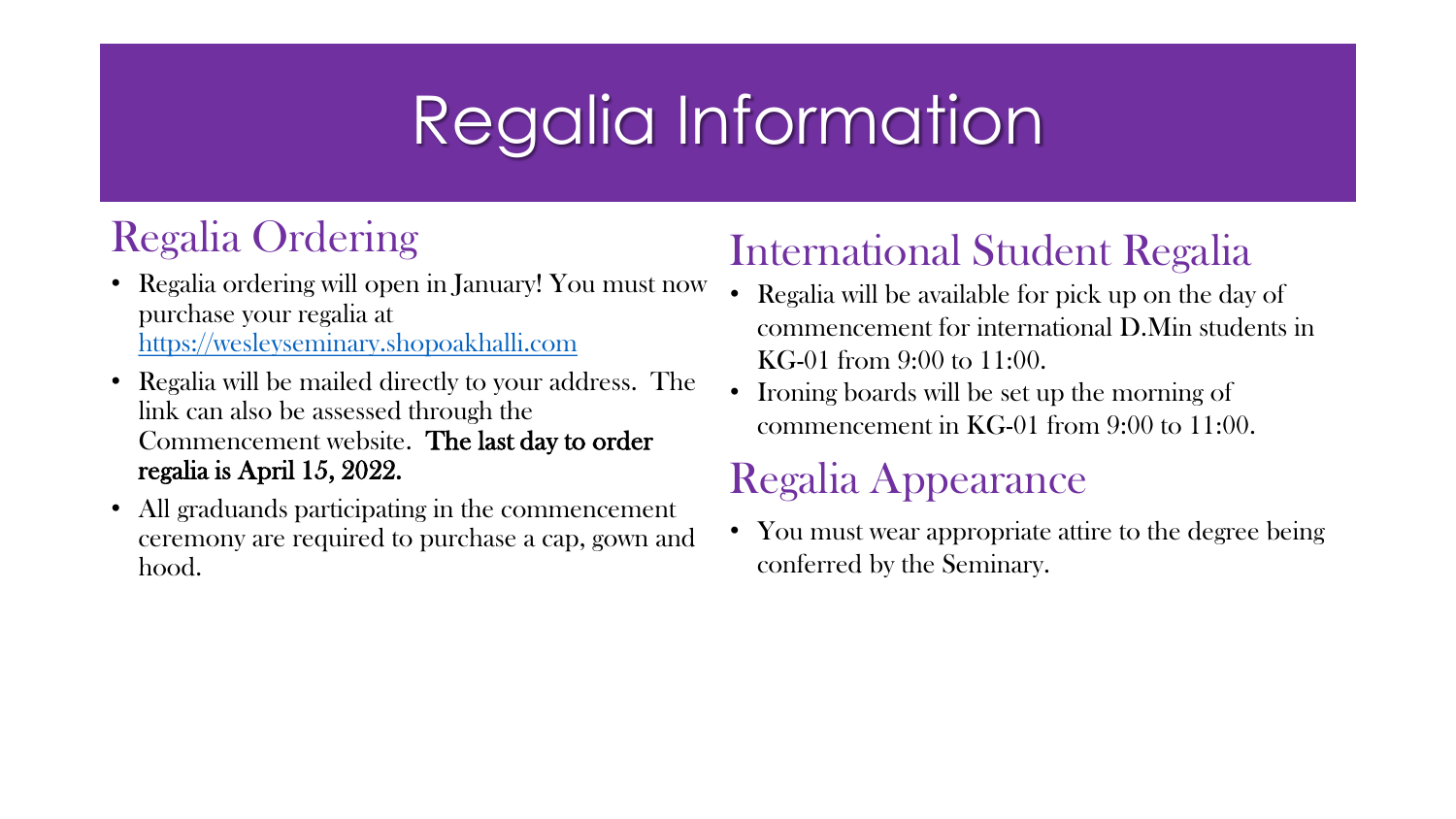# Regalia Information

## Regalia Ordering

- Regalia ordering will open in January! You must now purchase your regalia at [https://wesleyseminary.shopoakhalli.com](https://wesleyseminary.shopoakhalli.com)
- Regalia will be mailed directly to your address. The link can also be assessed through the Commencement website. **The last day to order regalia is April 15, 2022.**
- All graduands participating in the commencement ceremony are required to purchase a cap, gown and hood.

## International Student Regalia

- Regalia will be available for pick up on the day of commencement for international D.Min students in KG-01 from 9:00 to 11:00.
- Ironing boards will be set up the morning of commencement in KG-01 from 9:00 to 11:00.

## Regalia Appearance

- You must wear appropriate attire to the degree being conferred by the Seminary.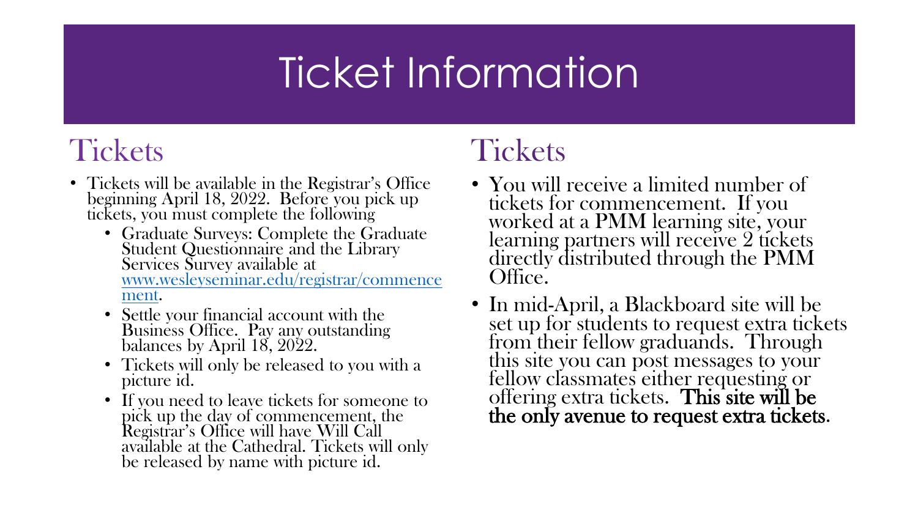# Ticket Information

## Tickets

- Tickets will be available in the Registrar's Office beginning April 18, 2022. Before you pick up tickets, you must complete the following
  - Graduate Surveys: Complete the Graduate Student Questionnaire and the Library Services Survey available at [www.wesleyseminar.edu/registrar/commencement](www.wesleyseminar.edu/registrar/commencement).
  - Settle your financial account with the Business Office. Pay any outstanding balances by April 18, 2022.
  - Tickets will only be released to you with a picture id.
  - If you need to leave tickets for someone to pick up the day of commencement, the Registrar's Office will have Will Call available at the Cathedral. Tickets will only be released by name with picture id.

## Tickets

- You will receive a limited number of tickets for commencement. If you worked at a PMM learning site, your learning partners will receive 2 tickets directly distributed through the PMM Office.
- In mid-April, a Blackboard site will be set up for students to request extra tickets from their fellow graduands. Through this site you can post messages to your fellow classmates either requesting or offering extra tickets. **This site will be the only avenue to request extra tickets**.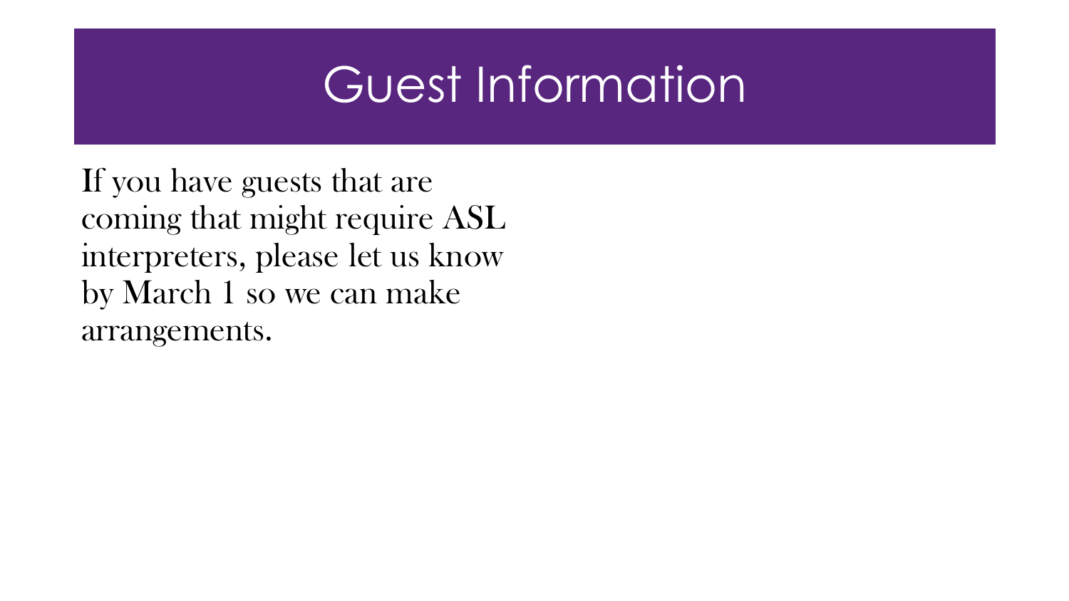# Guest Information

If you have guests that are coming that might require ASL interpreters, please let us know by March 1 so we can make arrangements.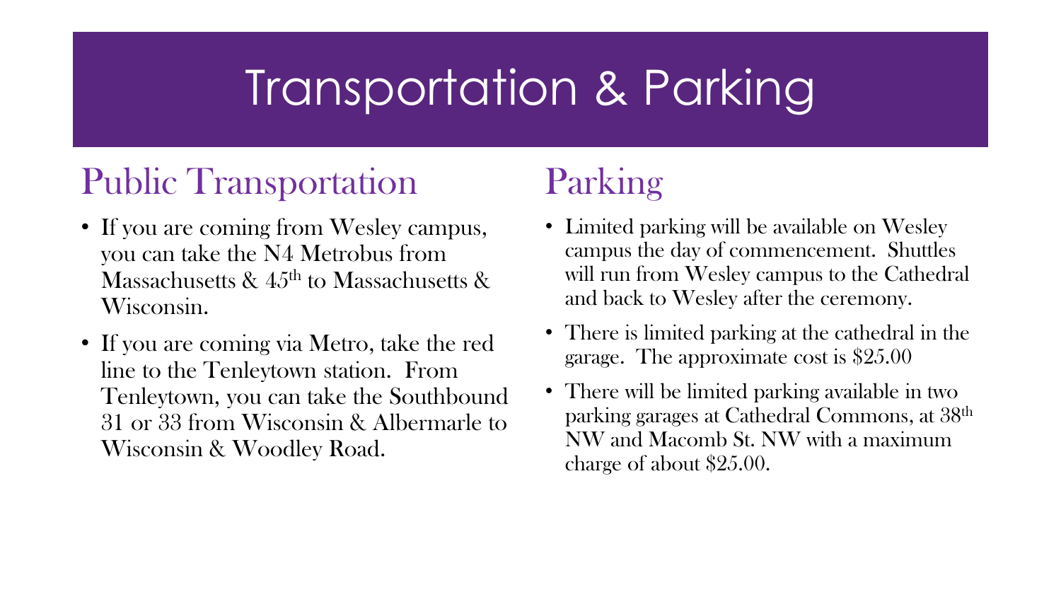# Transportation & Parking

## Public Transportation

- If you are coming from Wesley campus, you can take the N4 Metrobus from Massachusetts & 45th to Massachusetts & Wisconsin.
- If you are coming via Metro, take the red line to the Tenleytown station. From Tenleytown, you can take the Southbound 31 or 33 from Wisconsin & Albermarle to Wisconsin & Woodley Road.

## Parking

- Limited parking will be available on Wesley campus the day of commencement. Shuttles will run from Wesley campus to the Cathedral and back to Wesley after the ceremony.
- There is limited parking at the cathedral in the garage. The approximate cost is $25.00
- There will be limited parking available in two parking garages at Cathedral Commons, at 38th NW and Macomb St. NW with a maximum charge of about $25.00.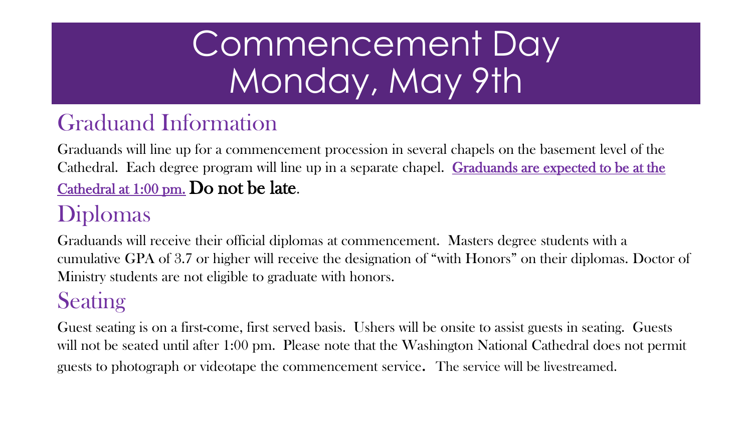# Commencement Day
# Monday, May 9th

## Graduand Information

Graduands will line up for a commencement procession in several chapels on the basement level of the Cathedral. Each degree program will line up in a separate chapel. **Graduands are expected to be at the Cathedral at 1:00 pm.** Do not be late.

## Diplomas

Graduands will receive their official diplomas at commencement. Masters degree students with a cumulative GPA of 3.7 or higher will receive the designation of "with Honors" on their diplomas. Doctor of Ministry students are not eligible to graduate with honors.

## Seating

Guest seating is on a first-come, first served basis. Ushers will be onsite to assist guests in seating. Guests will not be seated until after 1:00 pm. Please note that the Washington National Cathedral does not permit guests to photograph or videotape the commencement service. The service will be livestreamed.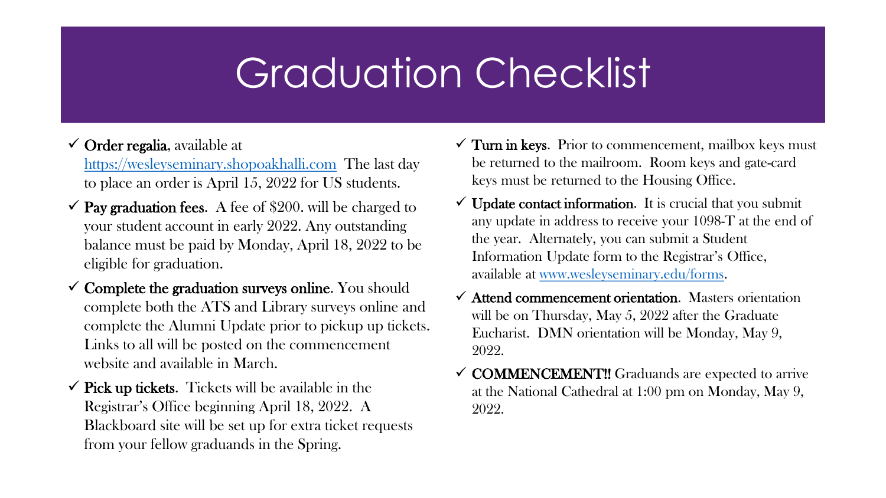# Graduation Checklist

- ✓ **Order regalia**, available at https://wesleyseminary.shopoakhalli.com The last day to place an order is April 15, 2022 for US students.
- ✓ **Pay graduation fees**. A fee of $200. will be charged to your student account in early 2022. Any outstanding balance must be paid by Monday, April 18, 2022 to be eligible for graduation.
- ✓ **Complete the graduation surveys online**. You should complete both the ATS and Library surveys online and complete the Alumni Update prior to pickup up tickets. Links to all will be posted on the commencement website and available in March.
- ✓ **Pick up tickets**. Tickets will be available in the Registrar's Office beginning April 18, 2022. A Blackboard site will be set up for extra ticket requests from your fellow graduands in the Spring.
- ✓ **Turn in keys**. Prior to commencement, mailbox keys must be returned to the mailroom. Room keys and gate-card keys must be returned to the Housing Office.
- ✓ **Update contact information**. It is crucial that you submit any update in address to receive your 1098-T at the end of the year. Alternately, you can submit a Student Information Update form to the Registrar's Office, available at www.wesleyseminary.edu/forms.
- ✓ **Attend commencement orientation**. Masters orientation will be on Thursday, May 5, 2022 after the Graduate Eucharist. DMN orientation will be Monday, May 9, 2022.
- ✓ **COMMENCEMENT!!** Graduands are expected to arrive at the National Cathedral at 1:00 pm on Monday, May 9, 2022.